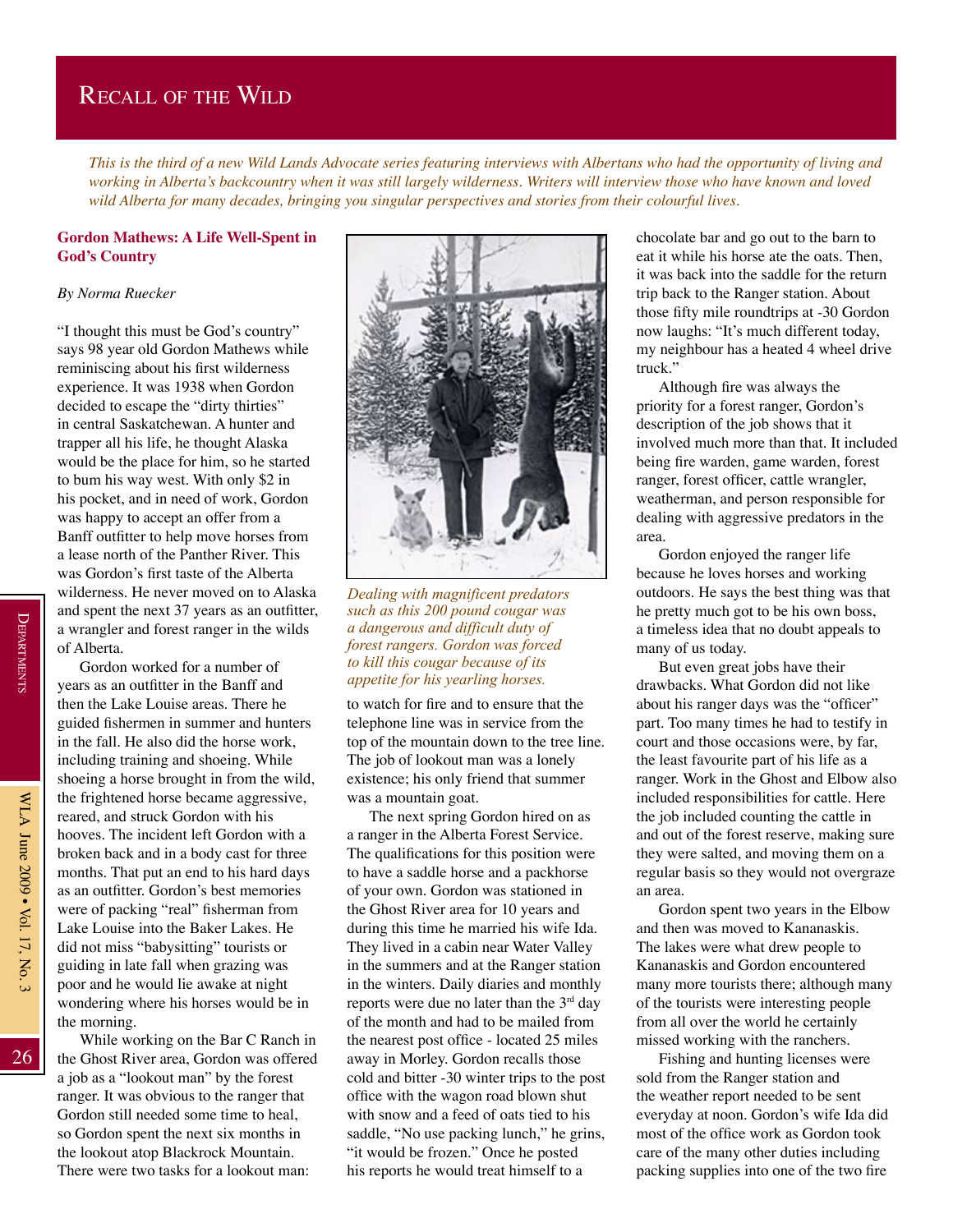# Recall of the Wild

*This is the third of a new Wild Lands Advocate series featuring interviews with Albertans who had the opportunity of living and working in Alberta's backcountry when it was still largely wilderness. Writers will interview those who have known and loved wild Alberta for many decades, bringing you singular perspectives and stories from their colourful lives.*

## Gordon Mathews: A Life Well-Spent in God's Country

*By Norma Ruecker*

"I thought this must be God's country" says 98 year old Gordon Mathews while reminiscing about his first wilderness experience. It was 1938 when Gordon decided to escape the "dirty thirties" in central Saskatchewan. A hunter and trapper all his life, he thought Alaska would be the place for him, so he started to bum his way west. With only $2 in his pocket, and in need of work, Gordon was happy to accept an offer from a Banff outfitter to help move horses from a lease north of the Panther River. This was Gordon's first taste of the Alberta wilderness. He never moved on to Alaska and spent the next 37 years as an outfitter, a wrangler and forest ranger in the wilds of Alberta.

Gordon worked for a number of years as an outfitter in the Banff and then the Lake Louise areas. There he guided fishermen in summer and hunters in the fall. He also did the horse work, including training and shoeing. While shoeing a horse brought in from the wild, the frightened horse became aggressive, reared, and struck Gordon with his hooves. The incident left Gordon with a broken back and in a body cast for three months. That put an end to his hard days as an outfitter. Gordon's best memories were of packing "real" fisherman from Lake Louise into the Baker Lakes. He did not miss "babysitting" tourists or guiding in late fall when grazing was poor and he would lie awake at night wondering where his horses would be in the morning.

While working on the Bar C Ranch in the Ghost River area, Gordon was offered a job as a "lookout man" by the forest ranger. It was obvious to the ranger that Gordon still needed some time to heal, so Gordon spent the next six months in the lookout atop Blackrock Mountain. There were two tasks for a lookout man: to watch for fire and to ensure that the telephone line was in service from the top of the mountain down to the tree line. The job of lookout man was a lonely existence; his only friend that summer was a mountain goat.

*Dealing with magnificent predators such as this 200 pound cougar was a dangerous and difficult duty of forest rangers. Gordon was forced to kill this cougar because of its appetite for his yearling horses.*

The next spring Gordon hired on as a ranger in the Alberta Forest Service. The qualifications for this position were to have a saddle horse and a packhorse of your own. Gordon was stationed in the Ghost River area for 10 years and during this time he married his wife Ida. They lived in a cabin near Water Valley in the summers and at the Ranger station in the winters. Daily diaries and monthly reports were due no later than the 3rd day of the month and had to be mailed from the nearest post office - located 25 miles away in Morley. Gordon recalls those cold and bitter -30 winter trips to the post office with the wagon road blown shut with snow and a feed of oats tied to his saddle, "No use packing lunch," he grins, "it would be frozen." Once he posted his reports he would treat himself to a chocolate bar and go out to the barn to eat it while his horse ate the oats. Then, it was back into the saddle for the return trip back to the Ranger station. About those fifty mile roundtrips at -30 Gordon now laughs: "It's much different today, my neighbour has a heated 4 wheel drive truck."

Although fire was always the priority for a forest ranger, Gordon's description of the job shows that it involved much more than that. It included being fire warden, game warden, forest ranger, forest officer, cattle wrangler, weatherman, and person responsible for dealing with aggressive predators in the area.

Gordon enjoyed the ranger life because he loves horses and working outdoors. He says the best thing was that he pretty much got to be his own boss, a timeless idea that no doubt appeals to many of us today.

But even great jobs have their drawbacks. What Gordon did not like about his ranger days was the "officer" part. Too many times he had to testify in court and those occasions were, by far, the least favourite part of his life as a ranger. Work in the Ghost and Elbow also included responsibilities for cattle. Here the job included counting the cattle in and out of the forest reserve, making sure they were salted, and moving them on a regular basis so they would not overgraze an area.

Gordon spent two years in the Elbow and then was moved to Kananaskis. The lakes were what drew people to Kananaskis and Gordon encountered many more tourists there; although many of the tourists were interesting people from all over the world he certainly missed working with the ranchers.

Fishing and hunting licenses were sold from the Ranger station and the weather report needed to be sent everyday at noon. Gordon's wife Ida did most of the office work as Gordon took care of the many other duties including packing supplies into one of the two fire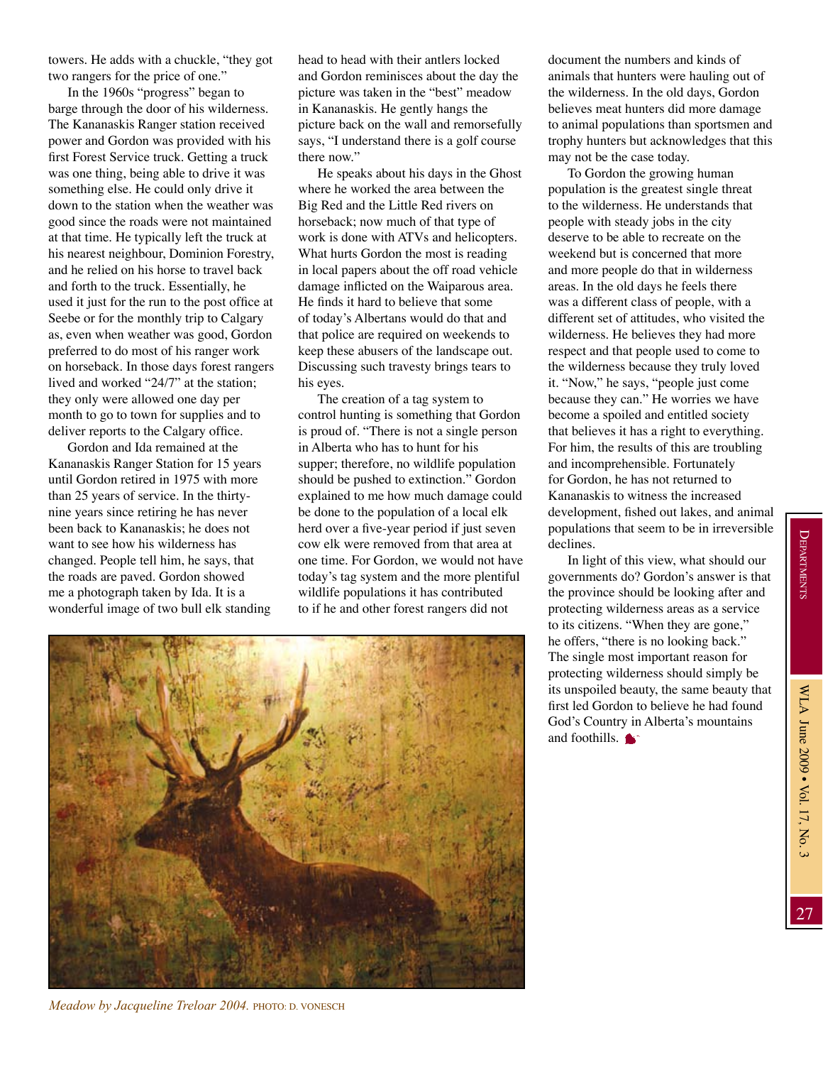towers. He adds with a chuckle, "they got two rangers for the price of one."

In the 1960s "progress" began to barge through the door of his wilderness. The Kananaskis Ranger station received power and Gordon was provided with his first Forest Service truck. Getting a truck was one thing, being able to drive it was something else. He could only drive it down to the station when the weather was good since the roads were not maintained at that time. He typically left the truck at his nearest neighbour, Dominion Forestry, and he relied on his horse to travel back and forth to the truck. Essentially, he used it just for the run to the post office at Seebe or for the monthly trip to Calgary as, even when weather was good, Gordon preferred to do most of his ranger work on horseback. In those days forest rangers lived and worked "24/7" at the station; they only were allowed one day per month to go to town for supplies and to deliver reports to the Calgary office.

Gordon and Ida remained at the Kananaskis Ranger Station for 15 years until Gordon retired in 1975 with more than 25 years of service. In the thirty-nine years since retiring he has never been back to Kananaskis; he does not want to see how his wilderness has changed. People tell him, he says, that the roads are paved. Gordon showed me a photograph taken by Ida. It is a wonderful image of two bull elk standing head to head with their antlers locked and Gordon reminisces about the day the picture was taken in the "best" meadow in Kananaskis. He gently hangs the picture back on the wall and remorsefully says, "I understand there is a golf course there now."

He speaks about his days in the Ghost where he worked the area between the Big Red and the Little Red rivers on horseback; now much of that type of work is done with ATVs and helicopters. What hurts Gordon the most is reading in local papers about the off road vehicle damage inflicted on the Waiparous area. He finds it hard to believe that some of today's Albertans would do that and that police are required on weekends to keep these abusers of the landscape out. Discussing such travesty brings tears to his eyes.

The creation of a tag system to control hunting is something that Gordon is proud of. "There is not a single person in Alberta who has to hunt for his supper; therefore, no wildlife population should be pushed to extinction." Gordon explained to me how much damage could be done to the population of a local elk herd over a five-year period if just seven cow elk were removed from that area at one time. For Gordon, we would not have today's tag system and the more plentiful wildlife populations it has contributed to if he and other forest rangers did not document the numbers and kinds of animals that hunters were hauling out of the wilderness. In the old days, Gordon believes meat hunters did more damage to animal populations than sportsmen and trophy hunters but acknowledges that this may not be the case today.

To Gordon the growing human population is the greatest single threat to the wilderness. He understands that people with steady jobs in the city deserve to be able to recreate on the weekend but is concerned that more and more people do that in wilderness areas. In the old days he feels there was a different class of people, with a different set of attitudes, who visited the wilderness. He believes they had more respect and that people used to come to the wilderness because they truly loved it. "Now," he says, "people just come because they can." He worries we have become a spoiled and entitled society that believes it has a right to everything. For him, the results of this are troubling and incomprehensible. Fortunately for Gordon, he has not returned to Kananaskis to witness the increased development, fished out lakes, and animal populations that seem to be in irreversible declines.

In light of this view, what should our governments do? Gordon's answer is that the province should be looking after and protecting wilderness areas as a service to its citizens. "When they are gone," he offers, "there is no looking back." The single most important reason for protecting wilderness should simply be its unspoiled beauty, the same beauty that first led Gordon to believe he had found God's Country in Alberta's mountains and foothills.

*Meadow by Jacqueline Treloar 2004.* PHOTO: D. VONESCH